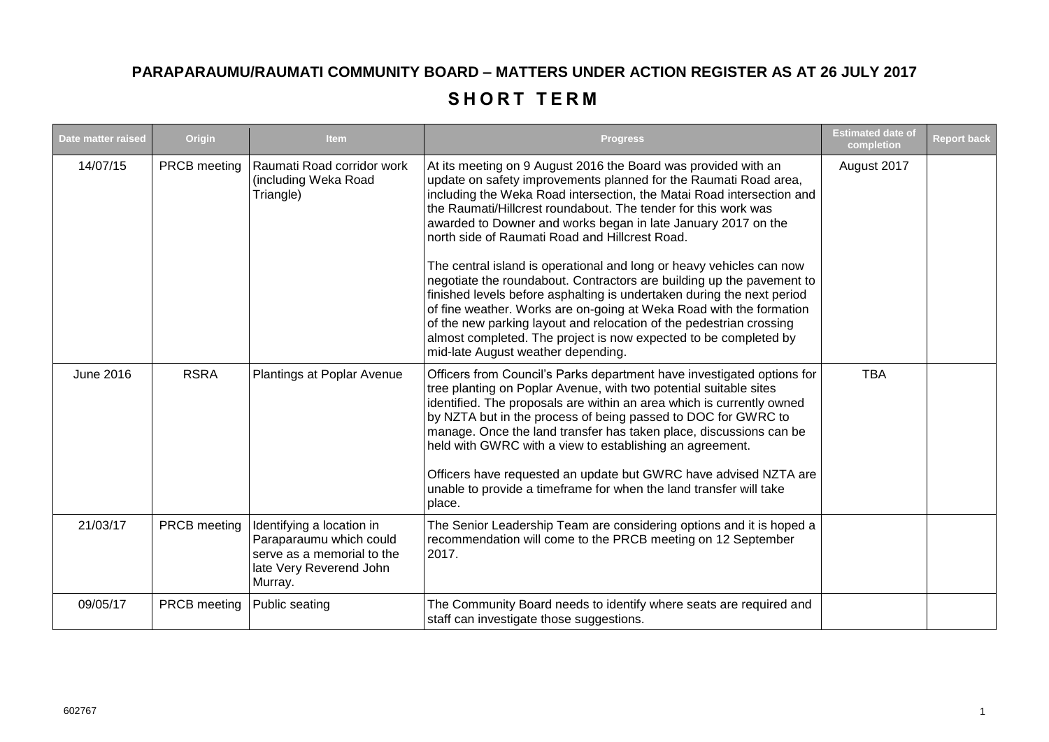# PARAPARAUMU/RAUMATI COMMUNITY BOARD – MATTERS UNDER ACTION REGISTER AS AT 26 JULY 2017

## SHORT TERM

| Date matter raised | Origin | Item | Progress | Estimated date of completion | Report back |
|---|---|---|---|---|---|
| 14/07/15 | PRCB meeting | Raumati Road corridor work (including Weka Road Triangle) | At its meeting on 9 August 2016 the Board was provided with an update on safety improvements planned for the Raumati Road area, including the Weka Road intersection, the Matai Road intersection and the Raumati/Hillcrest roundabout. The tender for this work was awarded to Downer and works began in late January 2017 on the north side of Raumati Road and Hillcrest Road.<br><br>The central island is operational and long or heavy vehicles can now negotiate the roundabout. Contractors are building up the pavement to finished levels before asphalting is undertaken during the next period of fine weather. Works are on-going at Weka Road with the formation of the new parking layout and relocation of the pedestrian crossing almost completed. The project is now expected to be completed by mid-late August weather depending. | August 2017 | |
| June 2016 | RSRA | Plantings at Poplar Avenue | Officers from Council's Parks department have investigated options for tree planting on Poplar Avenue, with two potential suitable sites identified. The proposals are within an area which is currently owned by NZTA but in the process of being passed to DOC for GWRC to manage. Once the land transfer has taken place, discussions can be held with GWRC with a view to establishing an agreement.<br><br>Officers have requested an update but GWRC have advised NZTA are unable to provide a timeframe for when the land transfer will take place. | TBA | |
| 21/03/17 | PRCB meeting | Identifying a location in Paraparaumu which could serve as a memorial to the late Very Reverend John Murray. | The Senior Leadership Team are considering options and it is hoped a recommendation will come to the PRCB meeting on 12 September 2017. | | |
| 09/05/17 | PRCB meeting | Public seating | The Community Board needs to identify where seats are required and staff can investigate those suggestions. | | |

602767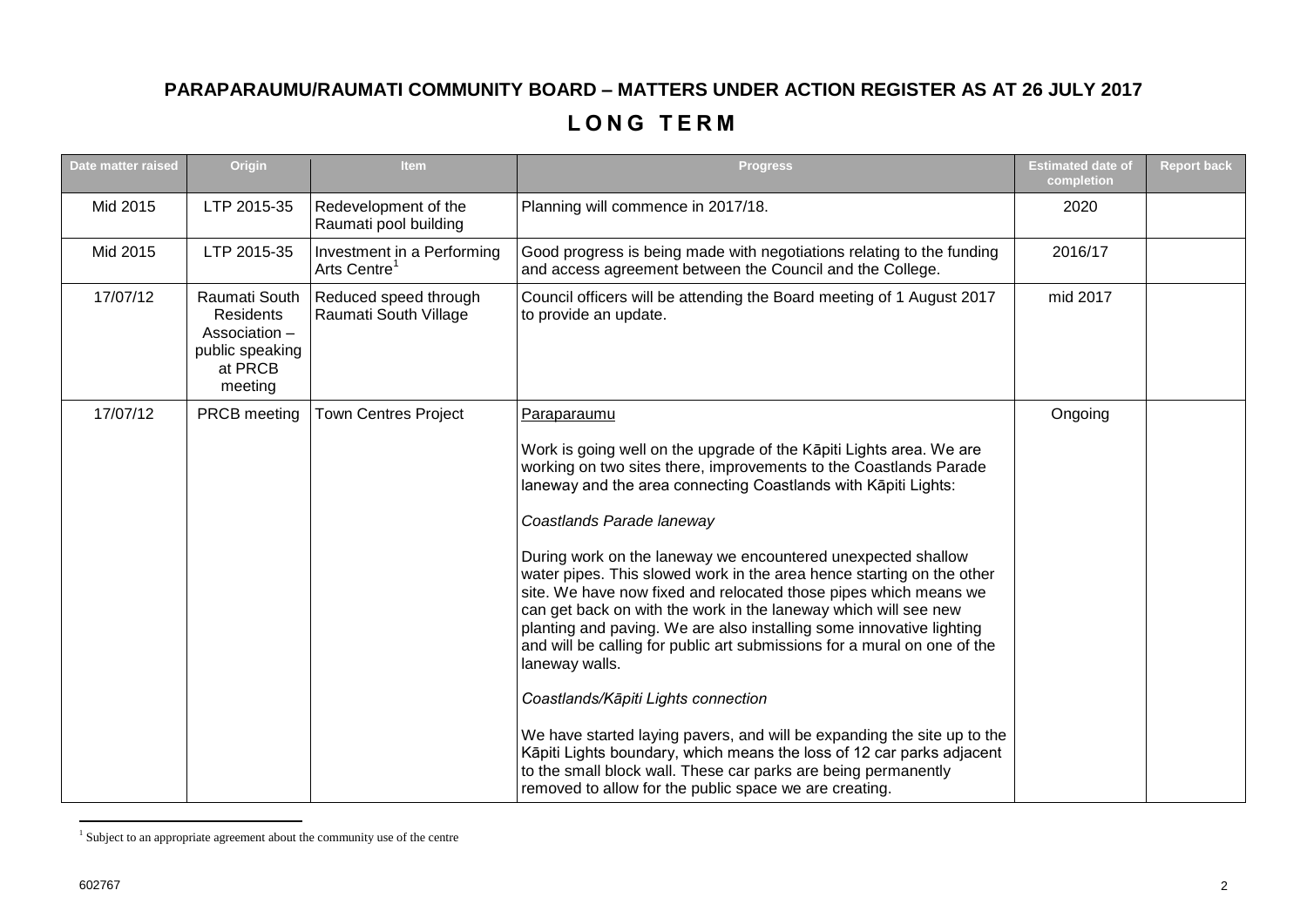# PARAPARAUMU/RAUMATI COMMUNITY BOARD – MATTERS UNDER ACTION REGISTER AS AT 26 JULY 2017

## LONG TERM

| Date matter raised | Origin | Item | Progress | Estimated date of completion | Report back |
|---|---|---|---|---|---|
| Mid 2015 | LTP 2015-35 | Redevelopment of the Raumati pool building | Planning will commence in 2017/18. | 2020 | |
| Mid 2015 | LTP 2015-35 | Investment in a Performing Arts Centre[1] | Good progress is being made with negotiations relating to the funding and access agreement between the Council and the College. | 2016/17 | |
| 17/07/12 | Raumati South Residents Association – public speaking at PRCB meeting | Reduced speed through Raumati South Village | Council officers will be attending the Board meeting of 1 August 2017 to provide an update. | mid 2017 | |
| 17/07/12 | PRCB meeting | Town Centres Project | Paraparaumu<br><br>Work is going well on the upgrade of the Kāpiti Lights area. We are working on two sites there, improvements to the Coastlands Parade laneway and the area connecting Coastlands with Kāpiti Lights:<br><br>*Coastlands Parade laneway*<br><br>During work on the laneway we encountered unexpected shallow water pipes. This slowed work in the area hence starting on the other site. We have now fixed and relocated those pipes which means we can get back on with the work in the laneway which will see new planting and paving. We are also installing some innovative lighting and will be calling for public art submissions for a mural on one of the laneway walls.<br><br>*Coastlands/Kāpiti Lights connection*<br><br>We have started laying pavers, and will be expanding the site up to the Kāpiti Lights boundary, which means the loss of 12 car parks adjacent to the small block wall. These car parks are being permanently removed to allow for the public space we are creating. | Ongoing | |

[1] Subject to an appropriate agreement about the community use of the centre

602767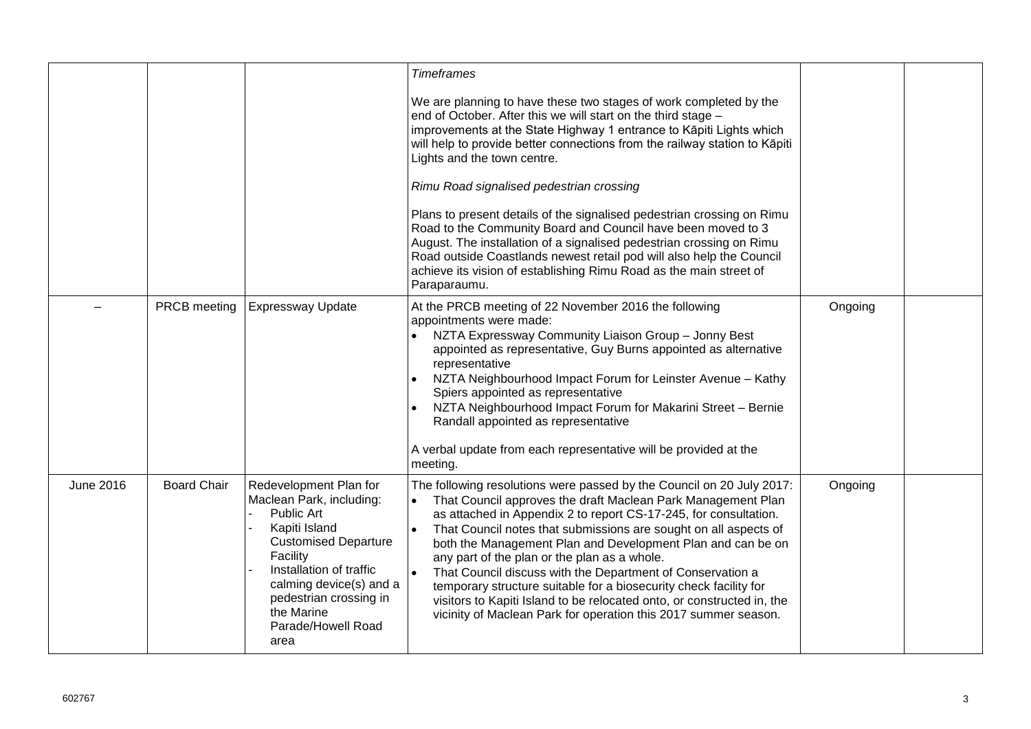| | | | | | |
|---|---|---|---|---|---|
| | | | *Timeframes*<br><br>We are planning to have these two stages of work completed by the end of October. After this we will start on the third stage – improvements at the State Highway 1 entrance to Kāpiti Lights which will help to provide better connections from the railway station to Kāpiti Lights and the town centre.<br><br>*Rimu Road signalised pedestrian crossing*<br><br>Plans to present details of the signalised pedestrian crossing on Rimu Road to the Community Board and Council have been moved to 3 August. The installation of a signalised pedestrian crossing on Rimu Road outside Coastlands newest retail pod will also help the Council achieve its vision of establishing Rimu Road as the main street of Paraparaumu. | | |
| – | PRCB meeting | Expressway Update | At the PRCB meeting of 22 November 2016 the following appointments were made:<br>• NZTA Expressway Community Liaison Group – Jonny Best appointed as representative, Guy Burns appointed as alternative representative<br>• NZTA Neighbourhood Impact Forum for Leinster Avenue – Kathy Spiers appointed as representative<br>• NZTA Neighbourhood Impact Forum for Makarini Street – Bernie Randall appointed as representative<br><br>A verbal update from each representative will be provided at the meeting. | Ongoing | |
| June 2016 | Board Chair | Redevelopment Plan for Maclean Park, including:<br>- Public Art<br>- Kapiti Island Customised Departure Facility<br>- Installation of traffic calming device(s) and a pedestrian crossing in the Marine Parade/Howell Road area | The following resolutions were passed by the Council on 20 July 2017:<br>• That Council approves the draft Maclean Park Management Plan as attached in Appendix 2 to report CS-17-245, for consultation.<br>• That Council notes that submissions are sought on all aspects of both the Management Plan and Development Plan and can be on any part of the plan or the plan as a whole.<br>• That Council discuss with the Department of Conservation a temporary structure suitable for a biosecurity check facility for visitors to Kapiti Island to be relocated onto, or constructed in, the vicinity of Maclean Park for operation this 2017 summer season. | Ongoing | |

602767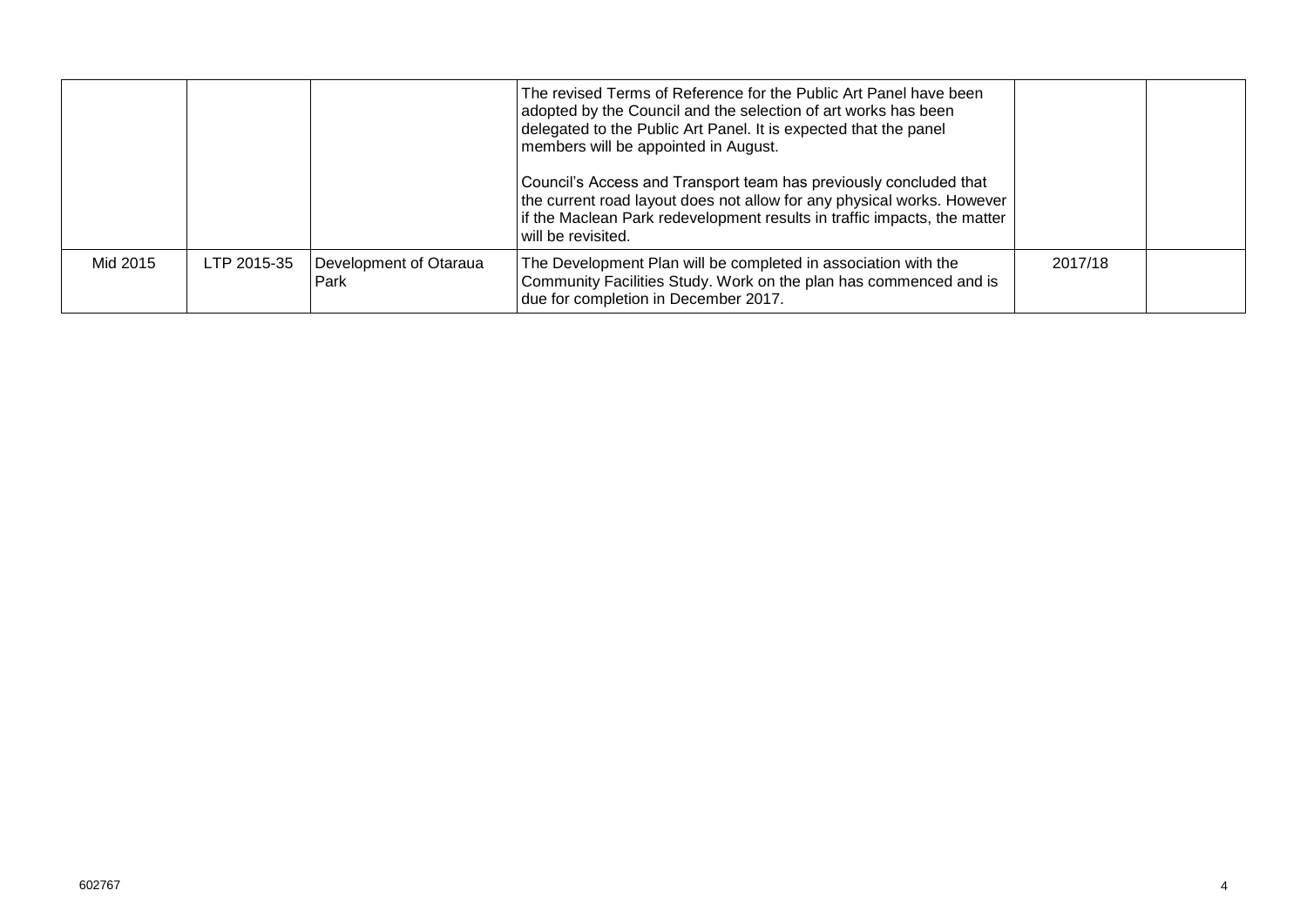| | | | | | |
|---|---|---|---|---|---|
| | | | The revised Terms of Reference for the Public Art Panel have been adopted by the Council and the selection of art works has been delegated to the Public Art Panel. It is expected that the panel members will be appointed in August.<br><br>Council's Access and Transport team has previously concluded that the current road layout does not allow for any physical works. However if the Maclean Park redevelopment results in traffic impacts, the matter will be revisited. | | |
| Mid 2015 | LTP 2015-35 | Development of Otaraua Park | The Development Plan will be completed in association with the Community Facilities Study. Work on the plan has commenced and is due for completion in December 2017. | 2017/18 | |

602767